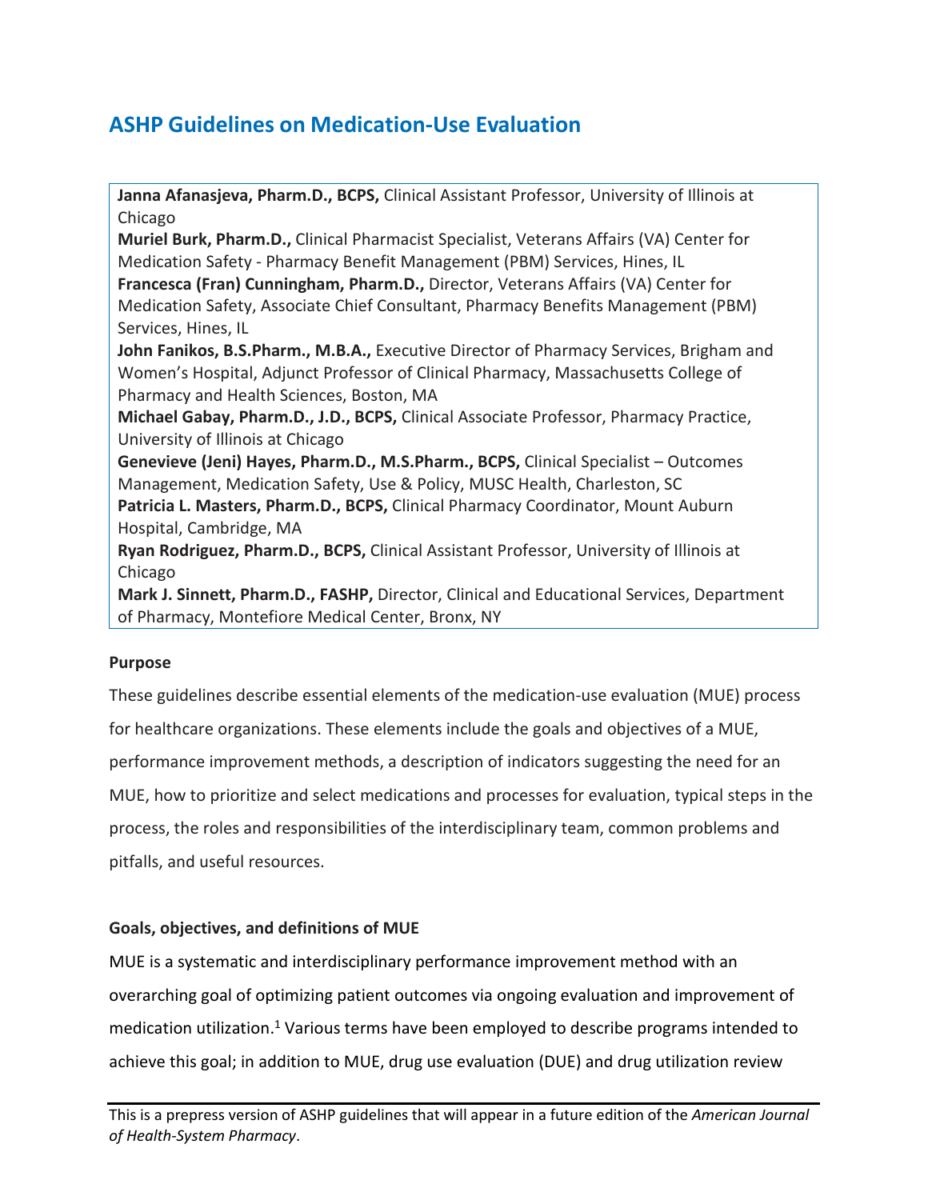# ASHP Guidelines on Medication-Use Evaluation

**Janna Afanasjeva, Pharm.D., BCPS,** Clinical Assistant Professor, University of Illinois at Chicago
**Muriel Burk, Pharm.D.,** Clinical Pharmacist Specialist, Veterans Affairs (VA) Center for Medication Safety - Pharmacy Benefit Management (PBM) Services, Hines, IL
**Francesca (Fran) Cunningham, Pharm.D.,** Director, Veterans Affairs (VA) Center for Medication Safety, Associate Chief Consultant, Pharmacy Benefits Management (PBM) Services, Hines, IL
**John Fanikos, B.S.Pharm., M.B.A.,** Executive Director of Pharmacy Services, Brigham and Women's Hospital, Adjunct Professor of Clinical Pharmacy, Massachusetts College of Pharmacy and Health Sciences, Boston, MA
**Michael Gabay, Pharm.D., J.D., BCPS,** Clinical Associate Professor, Pharmacy Practice, University of Illinois at Chicago
**Genevieve (Jeni) Hayes, Pharm.D., M.S.Pharm., BCPS,** Clinical Specialist – Outcomes Management, Medication Safety, Use & Policy, MUSC Health, Charleston, SC
**Patricia L. Masters, Pharm.D., BCPS,** Clinical Pharmacy Coordinator, Mount Auburn Hospital, Cambridge, MA
**Ryan Rodriguez, Pharm.D., BCPS,** Clinical Assistant Professor, University of Illinois at Chicago
**Mark J. Sinnett, Pharm.D., FASHP,** Director, Clinical and Educational Services, Department of Pharmacy, Montefiore Medical Center, Bronx, NY

### Purpose

These guidelines describe essential elements of the medication-use evaluation (MUE) process for healthcare organizations. These elements include the goals and objectives of a MUE, performance improvement methods, a description of indicators suggesting the need for an MUE, how to prioritize and select medications and processes for evaluation, typical steps in the process, the roles and responsibilities of the interdisciplinary team, common problems and pitfalls, and useful resources.

### Goals, objectives, and definitions of MUE

MUE is a systematic and interdisciplinary performance improvement method with an overarching goal of optimizing patient outcomes via ongoing evaluation and improvement of medication utilization.[1] Various terms have been employed to describe programs intended to achieve this goal; in addition to MUE, drug use evaluation (DUE) and drug utilization review

This is a prepress version of ASHP guidelines that will appear in a future edition of the *American Journal of Health-System Pharmacy*.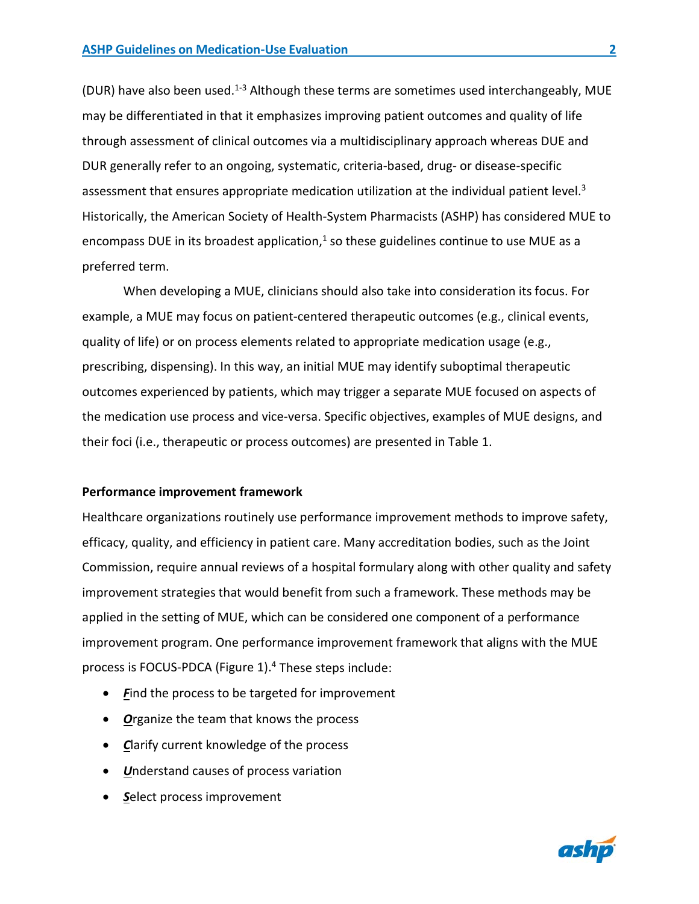(DUR) have also been used.[1-3] Although these terms are sometimes used interchangeably, MUE may be differentiated in that it emphasizes improving patient outcomes and quality of life through assessment of clinical outcomes via a multidisciplinary approach whereas DUE and DUR generally refer to an ongoing, systematic, criteria-based, drug- or disease-specific assessment that ensures appropriate medication utilization at the individual patient level.[3] Historically, the American Society of Health-System Pharmacists (ASHP) has considered MUE to encompass DUE in its broadest application,[1] so these guidelines continue to use MUE as a preferred term.

When developing a MUE, clinicians should also take into consideration its focus. For example, a MUE may focus on patient-centered therapeutic outcomes (e.g., clinical events, quality of life) or on process elements related to appropriate medication usage (e.g., prescribing, dispensing). In this way, an initial MUE may identify suboptimal therapeutic outcomes experienced by patients, which may trigger a separate MUE focused on aspects of the medication use process and vice-versa. Specific objectives, examples of MUE designs, and their foci (i.e., therapeutic or process outcomes) are presented in Table 1.

**Performance improvement framework**

Healthcare organizations routinely use performance improvement methods to improve safety, efficacy, quality, and efficiency in patient care. Many accreditation bodies, such as the Joint Commission, require annual reviews of a hospital formulary along with other quality and safety improvement strategies that would benefit from such a framework. These methods may be applied in the setting of MUE, which can be considered one component of a performance improvement program. One performance improvement framework that aligns with the MUE process is FOCUS-PDCA (Figure 1).[4] These steps include:

- ***F***ind the process to be targeted for improvement
- ***O***rganize the team that knows the process
- ***C***larify current knowledge of the process
- ***U***nderstand causes of process variation
- ***S***elect process improvement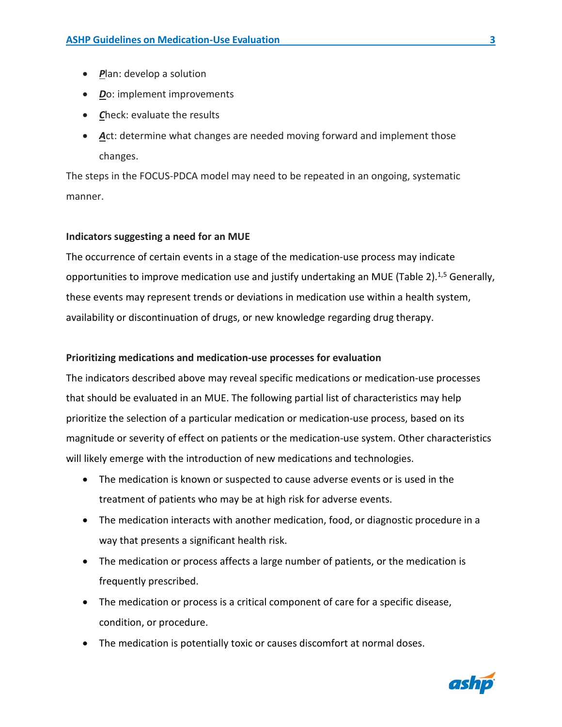- ***P***lan: develop a solution
- ***D***o: implement improvements
- ***C***heck: evaluate the results
- ***A***ct: determine what changes are needed moving forward and implement those changes.

The steps in the FOCUS-PDCA model may need to be repeated in an ongoing, systematic manner.

**Indicators suggesting a need for an MUE**

The occurrence of certain events in a stage of the medication-use process may indicate opportunities to improve medication use and justify undertaking an MUE (Table 2).[1,5] Generally, these events may represent trends or deviations in medication use within a health system, availability or discontinuation of drugs, or new knowledge regarding drug therapy.

**Prioritizing medications and medication-use processes for evaluation**

The indicators described above may reveal specific medications or medication-use processes that should be evaluated in an MUE. The following partial list of characteristics may help prioritize the selection of a particular medication or medication-use process, based on its magnitude or severity of effect on patients or the medication-use system. Other characteristics will likely emerge with the introduction of new medications and technologies.

- The medication is known or suspected to cause adverse events or is used in the treatment of patients who may be at high risk for adverse events.
- The medication interacts with another medication, food, or diagnostic procedure in a way that presents a significant health risk.
- The medication or process affects a large number of patients, or the medication is frequently prescribed.
- The medication or process is a critical component of care for a specific disease, condition, or procedure.
- The medication is potentially toxic or causes discomfort at normal doses.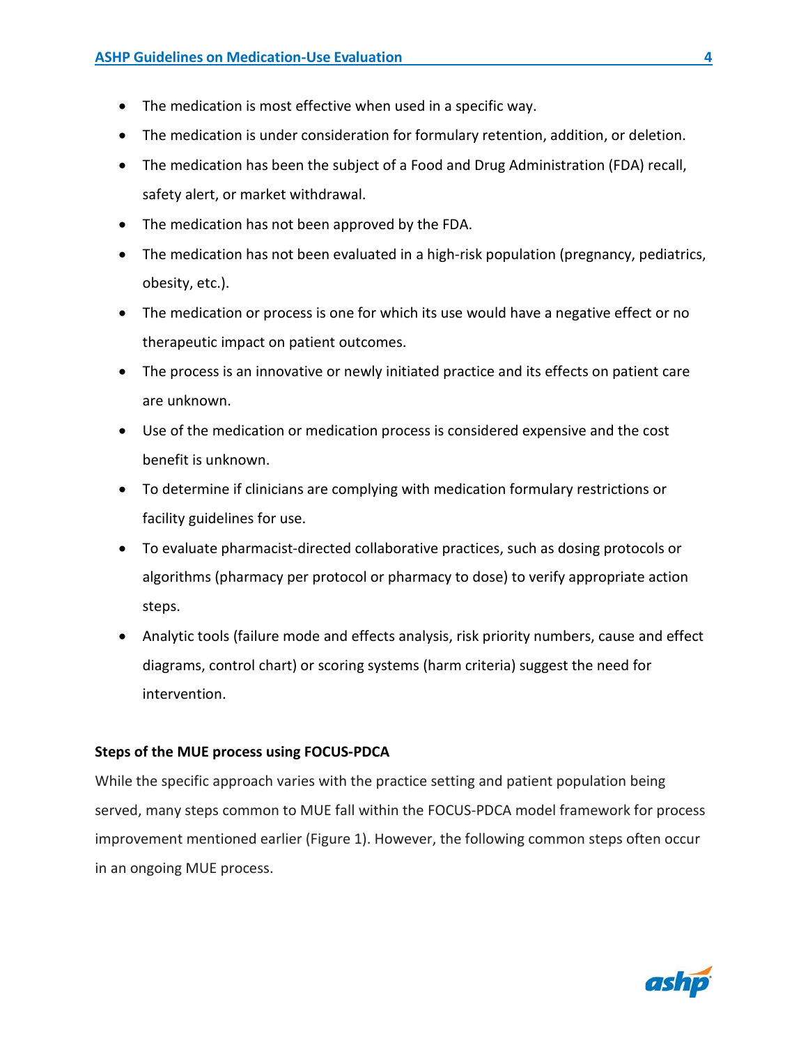- The medication is most effective when used in a specific way.
- The medication is under consideration for formulary retention, addition, or deletion.
- The medication has been the subject of a Food and Drug Administration (FDA) recall, safety alert, or market withdrawal.
- The medication has not been approved by the FDA.
- The medication has not been evaluated in a high-risk population (pregnancy, pediatrics, obesity, etc.).
- The medication or process is one for which its use would have a negative effect or no therapeutic impact on patient outcomes.
- The process is an innovative or newly initiated practice and its effects on patient care are unknown.
- Use of the medication or medication process is considered expensive and the cost benefit is unknown.
- To determine if clinicians are complying with medication formulary restrictions or facility guidelines for use.
- To evaluate pharmacist-directed collaborative practices, such as dosing protocols or algorithms (pharmacy per protocol or pharmacy to dose) to verify appropriate action steps.
- Analytic tools (failure mode and effects analysis, risk priority numbers, cause and effect diagrams, control chart) or scoring systems (harm criteria) suggest the need for intervention.

**Steps of the MUE process using FOCUS-PDCA**

While the specific approach varies with the practice setting and patient population being served, many steps common to MUE fall within the FOCUS-PDCA model framework for process improvement mentioned earlier (Figure 1). However, the following common steps often occur in an ongoing MUE process.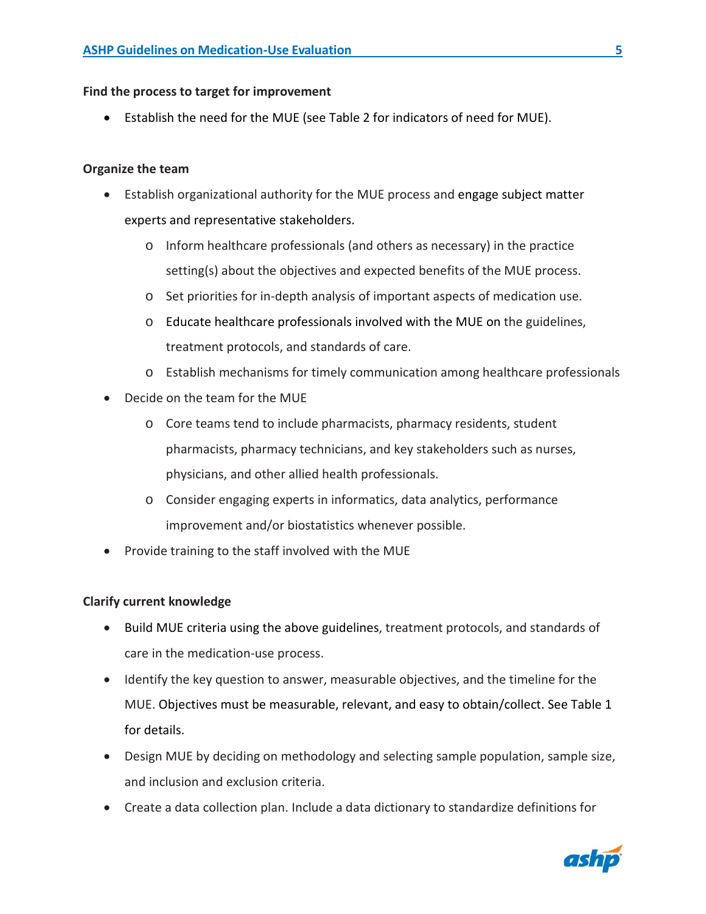**Find the process to target for improvement**

- Establish the need for the MUE (see Table 2 for indicators of need for MUE).

**Organize the team**

- Establish organizational authority for the MUE process and engage subject matter experts and representative stakeholders.
    - Inform healthcare professionals (and others as necessary) in the practice setting(s) about the objectives and expected benefits of the MUE process.
    - Set priorities for in-depth analysis of important aspects of medication use.
    - Educate healthcare professionals involved with the MUE on the guidelines, treatment protocols, and standards of care.
    - Establish mechanisms for timely communication among healthcare professionals
- Decide on the team for the MUE
    - Core teams tend to include pharmacists, pharmacy residents, student pharmacists, pharmacy technicians, and key stakeholders such as nurses, physicians, and other allied health professionals.
    - Consider engaging experts in informatics, data analytics, performance improvement and/or biostatistics whenever possible.
- Provide training to the staff involved with the MUE

**Clarify current knowledge**

- Build MUE criteria using the above guidelines, treatment protocols, and standards of care in the medication-use process.
- Identify the key question to answer, measurable objectives, and the timeline for the MUE. Objectives must be measurable, relevant, and easy to obtain/collect. See Table 1 for details.
- Design MUE by deciding on methodology and selecting sample population, sample size, and inclusion and exclusion criteria.
- Create a data collection plan. Include a data dictionary to standardize definitions for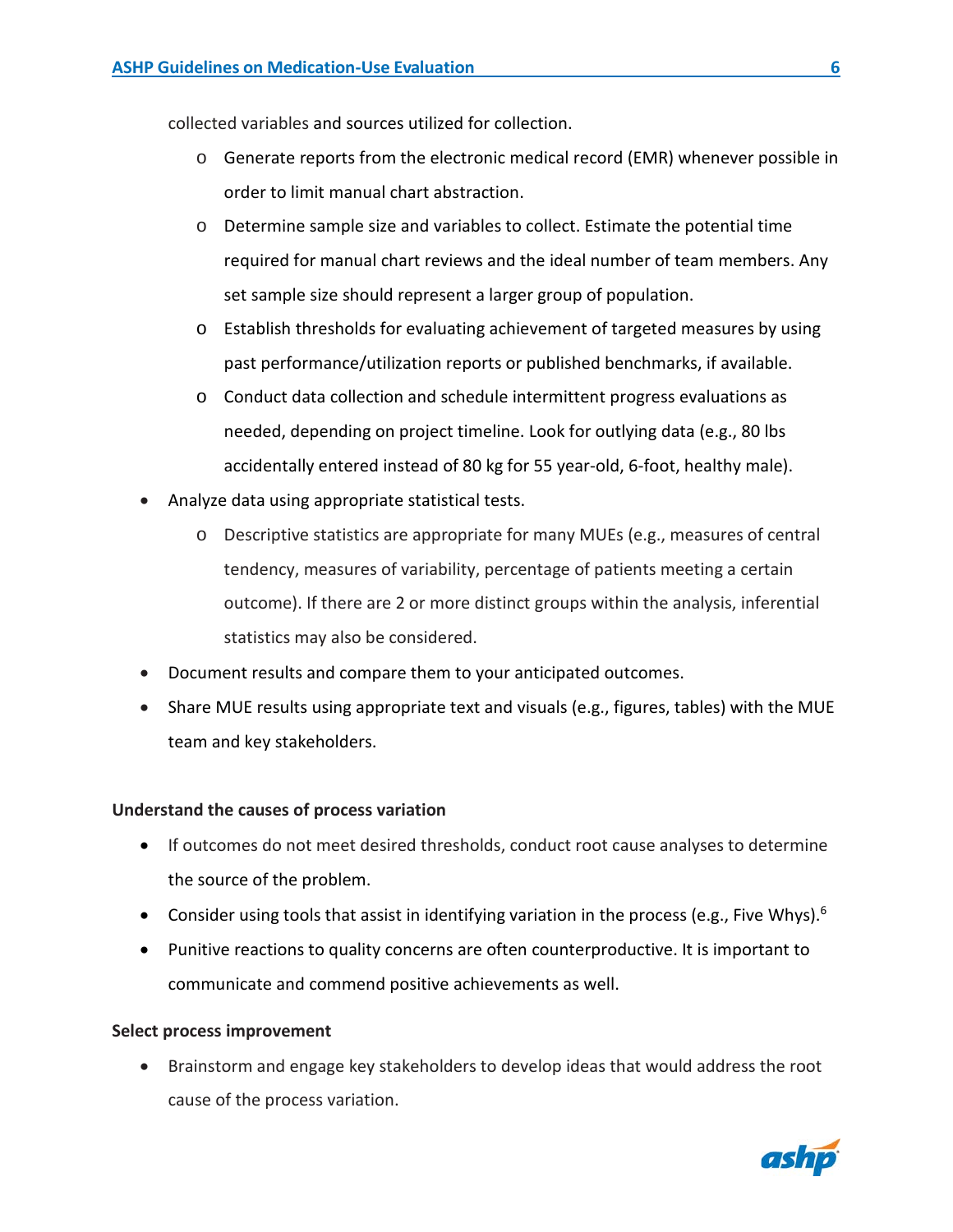collected variables and sources utilized for collection.

  - Generate reports from the electronic medical record (EMR) whenever possible in order to limit manual chart abstraction.
  - Determine sample size and variables to collect. Estimate the potential time required for manual chart reviews and the ideal number of team members. Any set sample size should represent a larger group of population.
  - Establish thresholds for evaluating achievement of targeted measures by using past performance/utilization reports or published benchmarks, if available.
  - Conduct data collection and schedule intermittent progress evaluations as needed, depending on project timeline. Look for outlying data (e.g., 80 lbs accidentally entered instead of 80 kg for 55 year-old, 6-foot, healthy male).
- Analyze data using appropriate statistical tests.
  - Descriptive statistics are appropriate for many MUEs (e.g., measures of central tendency, measures of variability, percentage of patients meeting a certain outcome). If there are 2 or more distinct groups within the analysis, inferential statistics may also be considered.
- Document results and compare them to your anticipated outcomes.
- Share MUE results using appropriate text and visuals (e.g., figures, tables) with the MUE team and key stakeholders.

**Understand the causes of process variation**

- If outcomes do not meet desired thresholds, conduct root cause analyses to determine the source of the problem.
- Consider using tools that assist in identifying variation in the process (e.g., Five Whys).[6]
- Punitive reactions to quality concerns are often counterproductive. It is important to communicate and commend positive achievements as well.

**Select process improvement**

- Brainstorm and engage key stakeholders to develop ideas that would address the root cause of the process variation.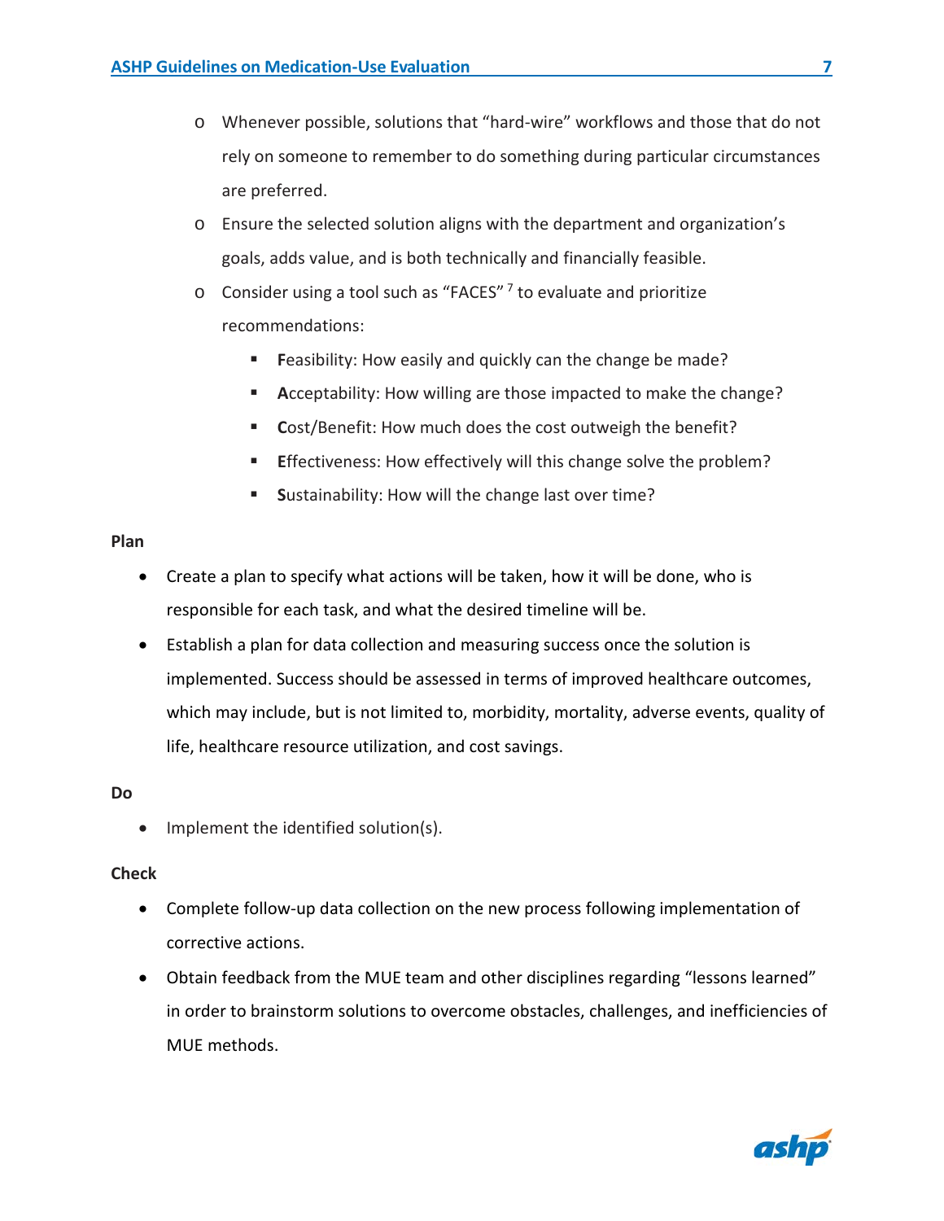- Whenever possible, solutions that "hard-wire" workflows and those that do not rely on someone to remember to do something during particular circumstances are preferred.
- Ensure the selected solution aligns with the department and organization's goals, adds value, and is both technically and financially feasible.
- Consider using a tool such as "FACES" [7] to evaluate and prioritize recommendations:
  - **F**easibility: How easily and quickly can the change be made?
  - **A**cceptability: How willing are those impacted to make the change?
  - **C**ost/Benefit: How much does the cost outweigh the benefit?
  - **E**ffectiveness: How effectively will this change solve the problem?
  - **S**ustainability: How will the change last over time?

**Plan**

- Create a plan to specify what actions will be taken, how it will be done, who is responsible for each task, and what the desired timeline will be.
- Establish a plan for data collection and measuring success once the solution is implemented. Success should be assessed in terms of improved healthcare outcomes, which may include, but is not limited to, morbidity, mortality, adverse events, quality of life, healthcare resource utilization, and cost savings.

**Do**

- Implement the identified solution(s).

**Check**

- Complete follow-up data collection on the new process following implementation of corrective actions.
- Obtain feedback from the MUE team and other disciplines regarding "lessons learned" in order to brainstorm solutions to overcome obstacles, challenges, and inefficiencies of MUE methods.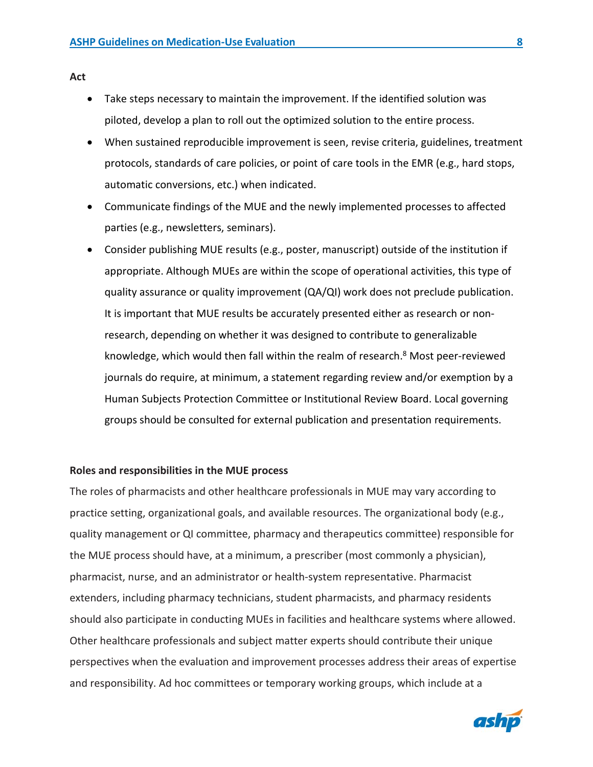**Act**

- Take steps necessary to maintain the improvement. If the identified solution was piloted, develop a plan to roll out the optimized solution to the entire process.
- When sustained reproducible improvement is seen, revise criteria, guidelines, treatment protocols, standards of care policies, or point of care tools in the EMR (e.g., hard stops, automatic conversions, etc.) when indicated.
- Communicate findings of the MUE and the newly implemented processes to affected parties (e.g., newsletters, seminars).
- Consider publishing MUE results (e.g., poster, manuscript) outside of the institution if appropriate. Although MUEs are within the scope of operational activities, this type of quality assurance or quality improvement (QA/QI) work does not preclude publication. It is important that MUE results be accurately presented either as research or non-research, depending on whether it was designed to contribute to generalizable knowledge, which would then fall within the realm of research.[8] Most peer-reviewed journals do require, at minimum, a statement regarding review and/or exemption by a Human Subjects Protection Committee or Institutional Review Board. Local governing groups should be consulted for external publication and presentation requirements.

**Roles and responsibilities in the MUE process**

The roles of pharmacists and other healthcare professionals in MUE may vary according to practice setting, organizational goals, and available resources. The organizational body (e.g., quality management or QI committee, pharmacy and therapeutics committee) responsible for the MUE process should have, at a minimum, a prescriber (most commonly a physician), pharmacist, nurse, and an administrator or health-system representative. Pharmacist extenders, including pharmacy technicians, student pharmacists, and pharmacy residents should also participate in conducting MUEs in facilities and healthcare systems where allowed. Other healthcare professionals and subject matter experts should contribute their unique perspectives when the evaluation and improvement processes address their areas of expertise and responsibility. Ad hoc committees or temporary working groups, which include at a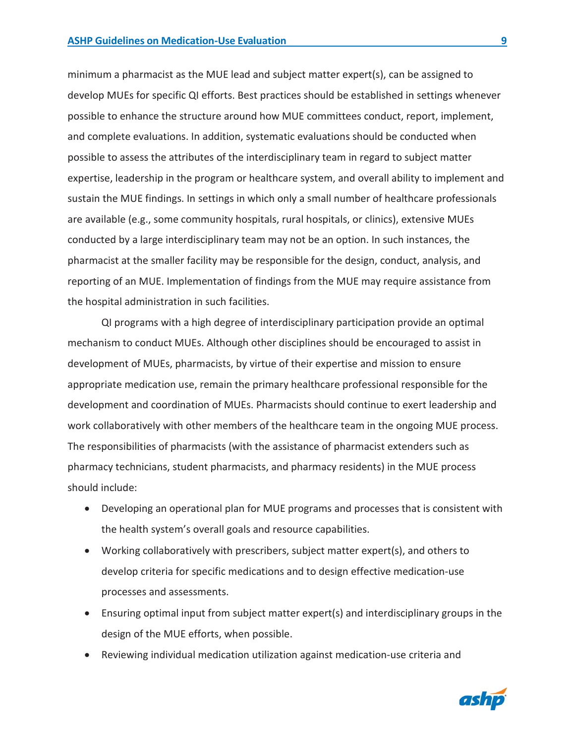minimum a pharmacist as the MUE lead and subject matter expert(s), can be assigned to develop MUEs for specific QI efforts. Best practices should be established in settings whenever possible to enhance the structure around how MUE committees conduct, report, implement, and complete evaluations. In addition, systematic evaluations should be conducted when possible to assess the attributes of the interdisciplinary team in regard to subject matter expertise, leadership in the program or healthcare system, and overall ability to implement and sustain the MUE findings. In settings in which only a small number of healthcare professionals are available (e.g., some community hospitals, rural hospitals, or clinics), extensive MUEs conducted by a large interdisciplinary team may not be an option. In such instances, the pharmacist at the smaller facility may be responsible for the design, conduct, analysis, and reporting of an MUE. Implementation of findings from the MUE may require assistance from the hospital administration in such facilities.

QI programs with a high degree of interdisciplinary participation provide an optimal mechanism to conduct MUEs. Although other disciplines should be encouraged to assist in development of MUEs, pharmacists, by virtue of their expertise and mission to ensure appropriate medication use, remain the primary healthcare professional responsible for the development and coordination of MUEs. Pharmacists should continue to exert leadership and work collaboratively with other members of the healthcare team in the ongoing MUE process. The responsibilities of pharmacists (with the assistance of pharmacist extenders such as pharmacy technicians, student pharmacists, and pharmacy residents) in the MUE process should include:

- Developing an operational plan for MUE programs and processes that is consistent with the health system's overall goals and resource capabilities.
- Working collaboratively with prescribers, subject matter expert(s), and others to develop criteria for specific medications and to design effective medication-use processes and assessments.
- Ensuring optimal input from subject matter expert(s) and interdisciplinary groups in the design of the MUE efforts, when possible.
- Reviewing individual medication utilization against medication-use criteria and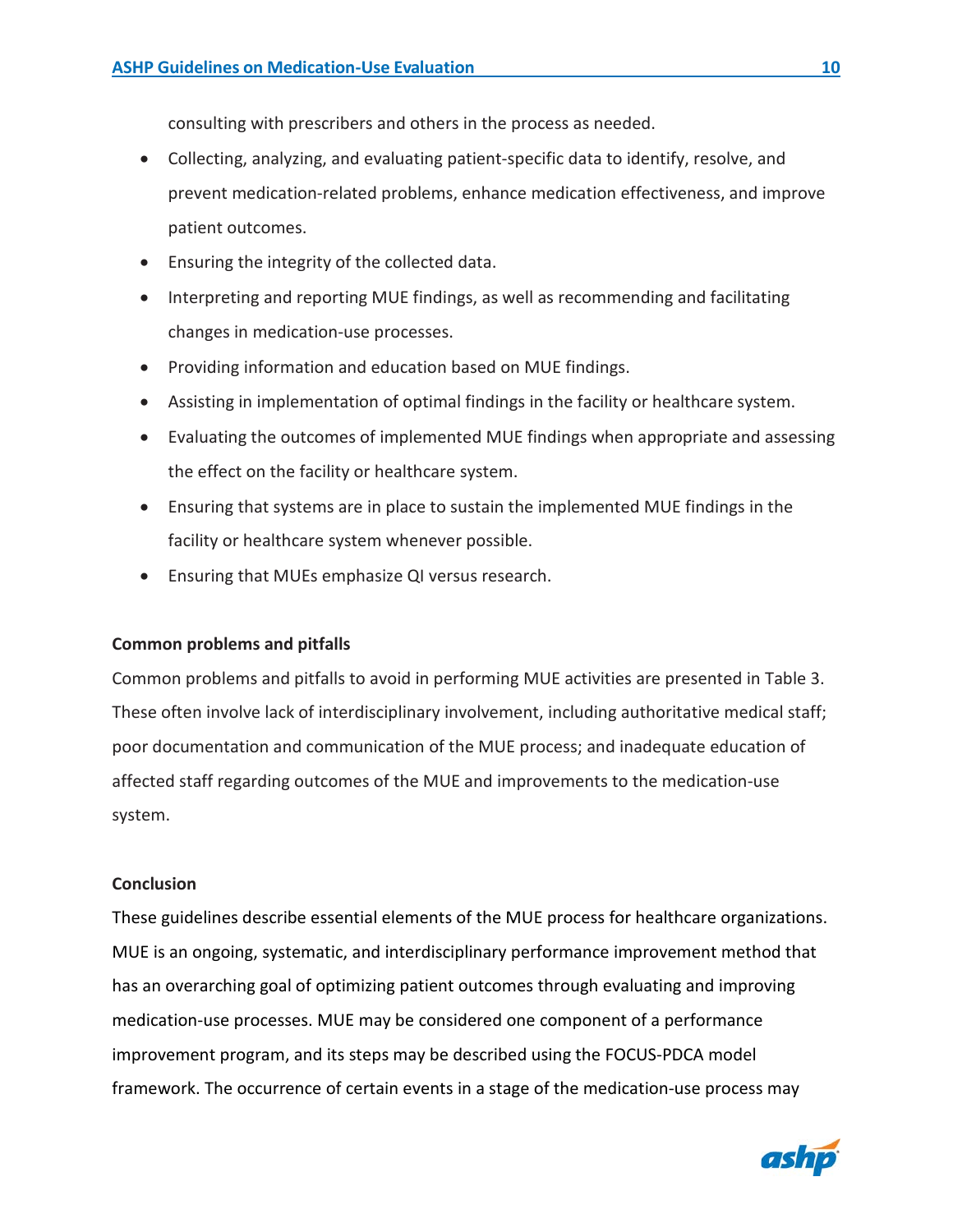consulting with prescribers and others in the process as needed.

- Collecting, analyzing, and evaluating patient-specific data to identify, resolve, and prevent medication-related problems, enhance medication effectiveness, and improve patient outcomes.
- Ensuring the integrity of the collected data.
- Interpreting and reporting MUE findings, as well as recommending and facilitating changes in medication-use processes.
- Providing information and education based on MUE findings.
- Assisting in implementation of optimal findings in the facility or healthcare system.
- Evaluating the outcomes of implemented MUE findings when appropriate and assessing the effect on the facility or healthcare system.
- Ensuring that systems are in place to sustain the implemented MUE findings in the facility or healthcare system whenever possible.
- Ensuring that MUEs emphasize QI versus research.

**Common problems and pitfalls**

Common problems and pitfalls to avoid in performing MUE activities are presented in Table 3. These often involve lack of interdisciplinary involvement, including authoritative medical staff; poor documentation and communication of the MUE process; and inadequate education of affected staff regarding outcomes of the MUE and improvements to the medication-use system.

**Conclusion**

These guidelines describe essential elements of the MUE process for healthcare organizations. MUE is an ongoing, systematic, and interdisciplinary performance improvement method that has an overarching goal of optimizing patient outcomes through evaluating and improving medication-use processes. MUE may be considered one component of a performance improvement program, and its steps may be described using the FOCUS-PDCA model framework. The occurrence of certain events in a stage of the medication-use process may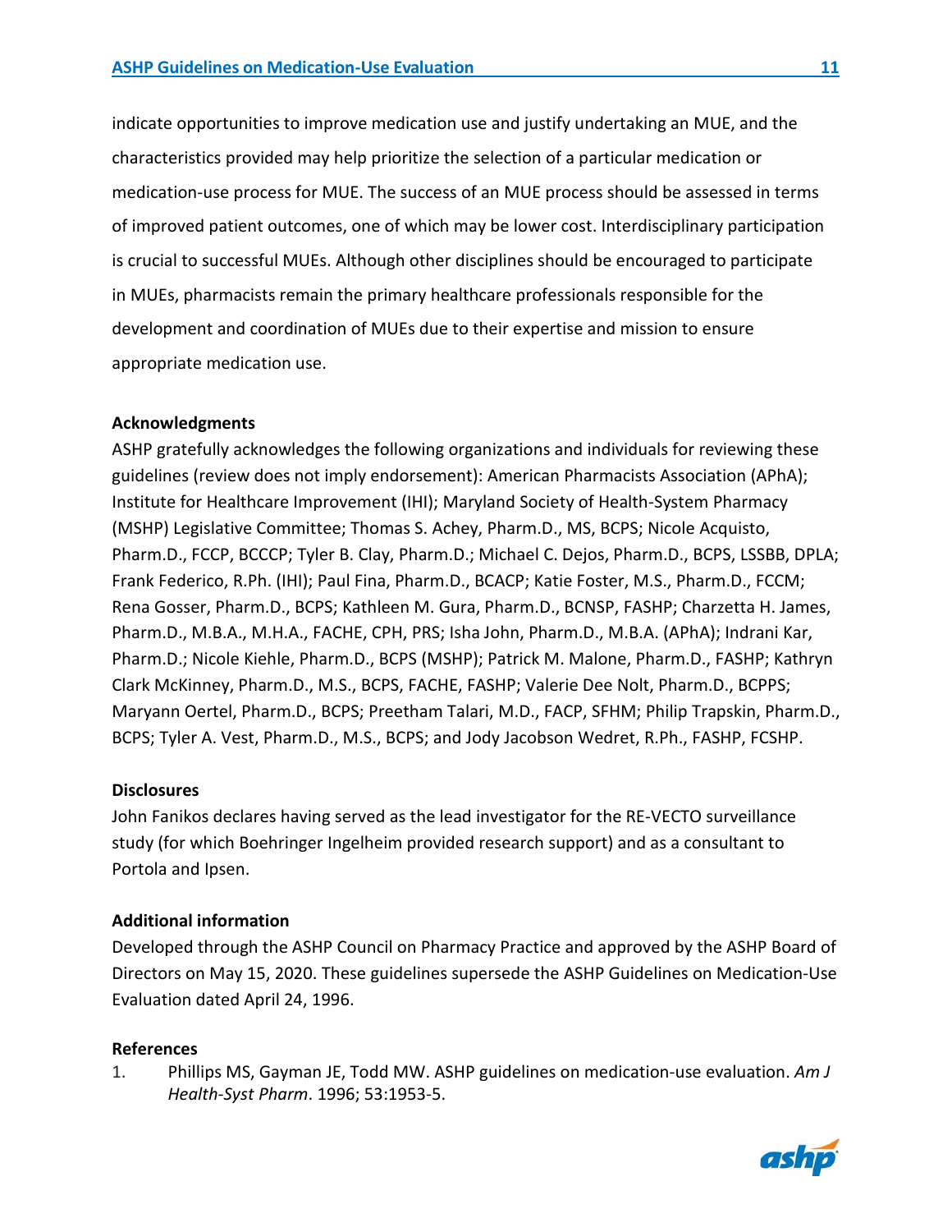indicate opportunities to improve medication use and justify undertaking an MUE, and the characteristics provided may help prioritize the selection of a particular medication or medication-use process for MUE. The success of an MUE process should be assessed in terms of improved patient outcomes, one of which may be lower cost. Interdisciplinary participation is crucial to successful MUEs. Although other disciplines should be encouraged to participate in MUEs, pharmacists remain the primary healthcare professionals responsible for the development and coordination of MUEs due to their expertise and mission to ensure appropriate medication use.

**Acknowledgments**

ASHP gratefully acknowledges the following organizations and individuals for reviewing these guidelines (review does not imply endorsement): American Pharmacists Association (APhA); Institute for Healthcare Improvement (IHI); Maryland Society of Health-System Pharmacy (MSHP) Legislative Committee; Thomas S. Achey, Pharm.D., MS, BCPS; Nicole Acquisto, Pharm.D., FCCP, BCCCP; Tyler B. Clay, Pharm.D.; Michael C. Dejos, Pharm.D., BCPS, LSSBB, DPLA; Frank Federico, R.Ph. (IHI); Paul Fina, Pharm.D., BCACP; Katie Foster, M.S., Pharm.D., FCCM; Rena Gosser, Pharm.D., BCPS; Kathleen M. Gura, Pharm.D., BCNSP, FASHP; Charzetta H. James, Pharm.D., M.B.A., M.H.A., FACHE, CPH, PRS; Isha John, Pharm.D., M.B.A. (APhA); Indrani Kar, Pharm.D.; Nicole Kiehle, Pharm.D., BCPS (MSHP); Patrick M. Malone, Pharm.D., FASHP; Kathryn Clark McKinney, Pharm.D., M.S., BCPS, FACHE, FASHP; Valerie Dee Nolt, Pharm.D., BCPPS; Maryann Oertel, Pharm.D., BCPS; Preetham Talari, M.D., FACP, SFHM; Philip Trapskin, Pharm.D., BCPS; Tyler A. Vest, Pharm.D., M.S., BCPS; and Jody Jacobson Wedret, R.Ph., FASHP, FCSHP.

**Disclosures**

John Fanikos declares having served as the lead investigator for the RE-VECTO surveillance study (for which Boehringer Ingelheim provided research support) and as a consultant to Portola and Ipsen.

**Additional information**

Developed through the ASHP Council on Pharmacy Practice and approved by the ASHP Board of Directors on May 15, 2020. These guidelines supersede the ASHP Guidelines on Medication-Use Evaluation dated April 24, 1996.

**References**

1. Phillips MS, Gayman JE, Todd MW. ASHP guidelines on medication-use evaluation. *Am J Health-Syst Pharm*. 1996; 53:1953-5.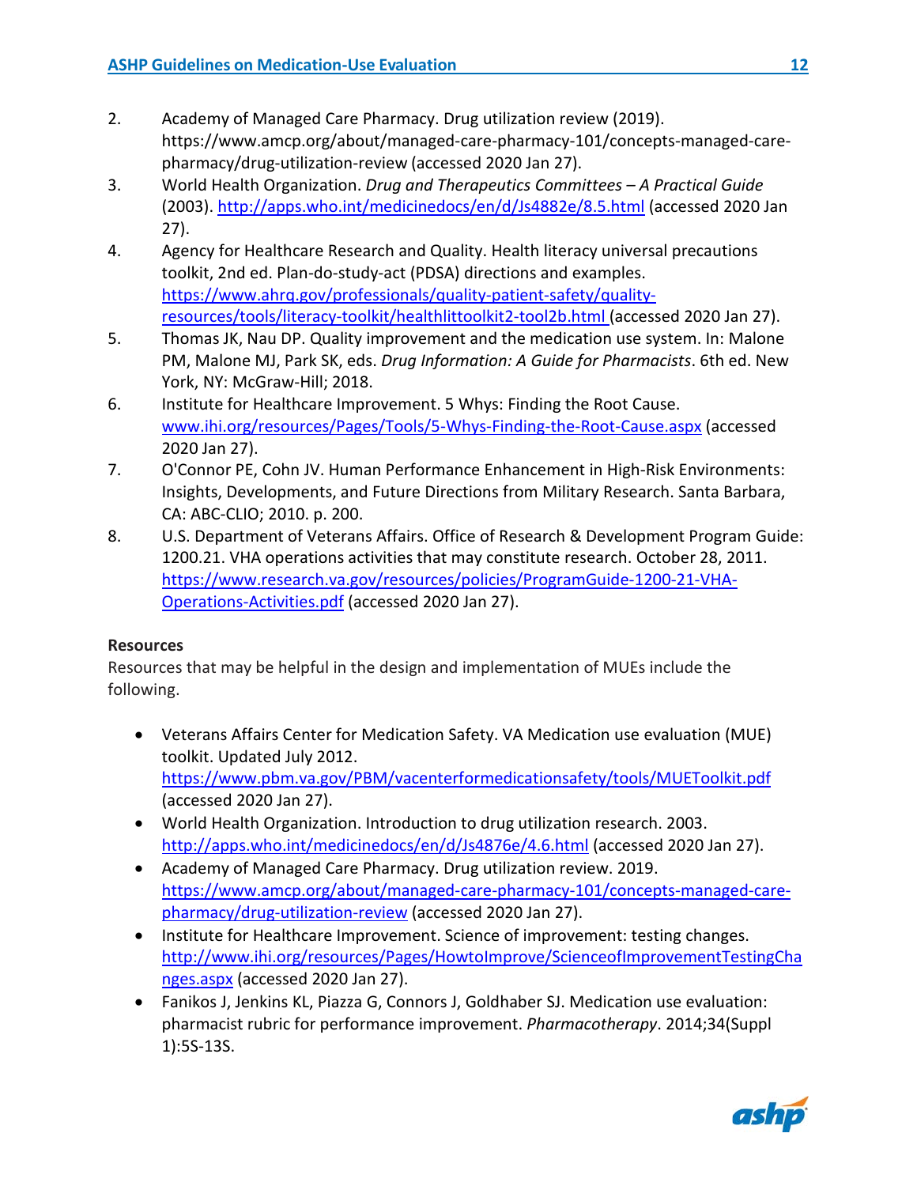2. Academy of Managed Care Pharmacy. Drug utilization review (2019). https://www.amcp.org/about/managed-care-pharmacy-101/concepts-managed-care-pharmacy/drug-utilization-review (accessed 2020 Jan 27).
3. World Health Organization. *Drug and Therapeutics Committees – A Practical Guide* (2003). http://apps.who.int/medicinedocs/en/d/Js4882e/8.5.html (accessed 2020 Jan 27).
4. Agency for Healthcare Research and Quality. Health literacy universal precautions toolkit, 2nd ed. Plan-do-study-act (PDSA) directions and examples. https://www.ahrq.gov/professionals/quality-patient-safety/quality-resources/tools/literacy-toolkit/healthlittoolkit2-tool2b.html (accessed 2020 Jan 27).
5. Thomas JK, Nau DP. Quality improvement and the medication use system. In: Malone PM, Malone MJ, Park SK, eds. *Drug Information: A Guide for Pharmacists*. 6th ed. New York, NY: McGraw-Hill; 2018.
6. Institute for Healthcare Improvement. 5 Whys: Finding the Root Cause. www.ihi.org/resources/Pages/Tools/5-Whys-Finding-the-Root-Cause.aspx (accessed 2020 Jan 27).
7. O'Connor PE, Cohn JV. Human Performance Enhancement in High-Risk Environments: Insights, Developments, and Future Directions from Military Research. Santa Barbara, CA: ABC-CLIO; 2010. p. 200.
8. U.S. Department of Veterans Affairs. Office of Research & Development Program Guide: 1200.21. VHA operations activities that may constitute research. October 28, 2011. https://www.research.va.gov/resources/policies/ProgramGuide-1200-21-VHA-Operations-Activities.pdf (accessed 2020 Jan 27).

**Resources**

Resources that may be helpful in the design and implementation of MUEs include the following.

- Veterans Affairs Center for Medication Safety. VA Medication use evaluation (MUE) toolkit. Updated July 2012. https://www.pbm.va.gov/PBM/vacenterformedicationsafety/tools/MUEToolkit.pdf (accessed 2020 Jan 27).
- World Health Organization. Introduction to drug utilization research. 2003. http://apps.who.int/medicinedocs/en/d/Js4876e/4.6.html (accessed 2020 Jan 27).
- Academy of Managed Care Pharmacy. Drug utilization review. 2019. https://www.amcp.org/about/managed-care-pharmacy-101/concepts-managed-care-pharmacy/drug-utilization-review (accessed 2020 Jan 27).
- Institute for Healthcare Improvement. Science of improvement: testing changes. http://www.ihi.org/resources/Pages/HowtoImprove/ScienceofImprovementTestingChanges.aspx (accessed 2020 Jan 27).
- Fanikos J, Jenkins KL, Piazza G, Connors J, Goldhaber SJ. Medication use evaluation: pharmacist rubric for performance improvement. *Pharmacotherapy*. 2014;34(Suppl 1):5S-13S.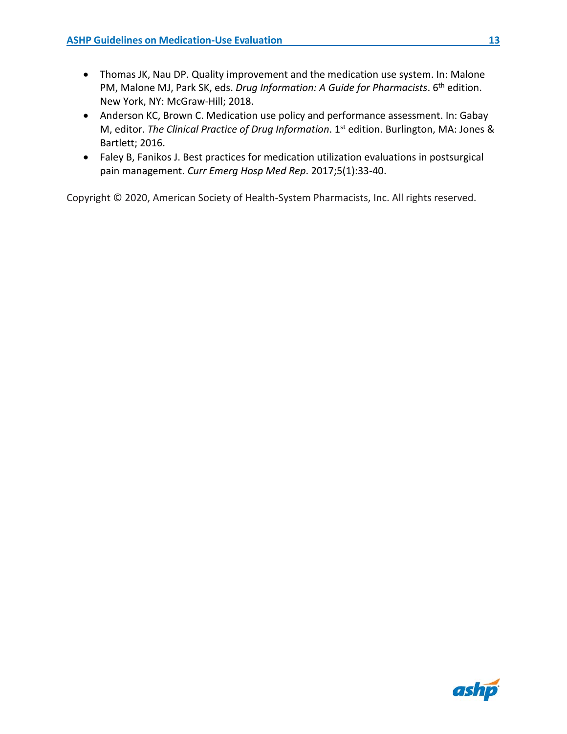- Thomas JK, Nau DP. Quality improvement and the medication use system. In: Malone PM, Malone MJ, Park SK, eds. *Drug Information: A Guide for Pharmacists*. 6th edition. New York, NY: McGraw-Hill; 2018.
- Anderson KC, Brown C. Medication use policy and performance assessment. In: Gabay M, editor. *The Clinical Practice of Drug Information*. 1st edition. Burlington, MA: Jones & Bartlett; 2016.
- Faley B, Fanikos J. Best practices for medication utilization evaluations in postsurgical pain management. *Curr Emerg Hosp Med Rep*. 2017;5(1):33-40.

Copyright © 2020, American Society of Health-System Pharmacists, Inc. All rights reserved.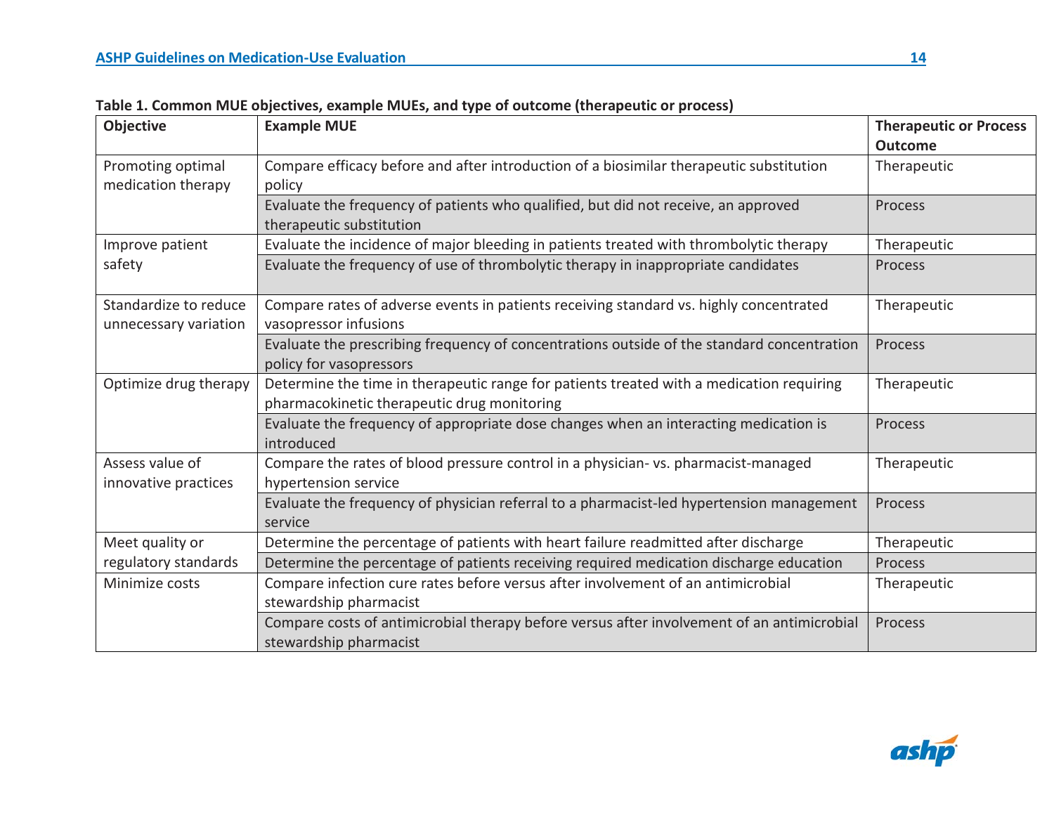**Table 1. Common MUE objectives, example MUEs, and type of outcome (therapeutic or process)**

| Objective | Example MUE | Therapeutic or Process Outcome |
|---|---|---|
| Promoting optimal medication therapy | Compare efficacy before and after introduction of a biosimilar therapeutic substitution policy | Therapeutic |
| | Evaluate the frequency of patients who qualified, but did not receive, an approved therapeutic substitution | Process |
| Improve patient safety | Evaluate the incidence of major bleeding in patients treated with thrombolytic therapy | Therapeutic |
| | Evaluate the frequency of use of thrombolytic therapy in inappropriate candidates | Process |
| Standardize to reduce unnecessary variation | Compare rates of adverse events in patients receiving standard vs. highly concentrated vasopressor infusions | Therapeutic |
| | Evaluate the prescribing frequency of concentrations outside of the standard concentration policy for vasopressors | Process |
| Optimize drug therapy | Determine the time in therapeutic range for patients treated with a medication requiring pharmacokinetic therapeutic drug monitoring | Therapeutic |
| | Evaluate the frequency of appropriate dose changes when an interacting medication is introduced | Process |
| Assess value of innovative practices | Compare the rates of blood pressure control in a physician- vs. pharmacist-managed hypertension service | Therapeutic |
| | Evaluate the frequency of physician referral to a pharmacist-led hypertension management service | Process |
| Meet quality or regulatory standards | Determine the percentage of patients with heart failure readmitted after discharge | Therapeutic |
| | Determine the percentage of patients receiving required medication discharge education | Process |
| Minimize costs | Compare infection cure rates before versus after involvement of an antimicrobial stewardship pharmacist | Therapeutic |
| | Compare costs of antimicrobial therapy before versus after involvement of an antimicrobial stewardship pharmacist | Process |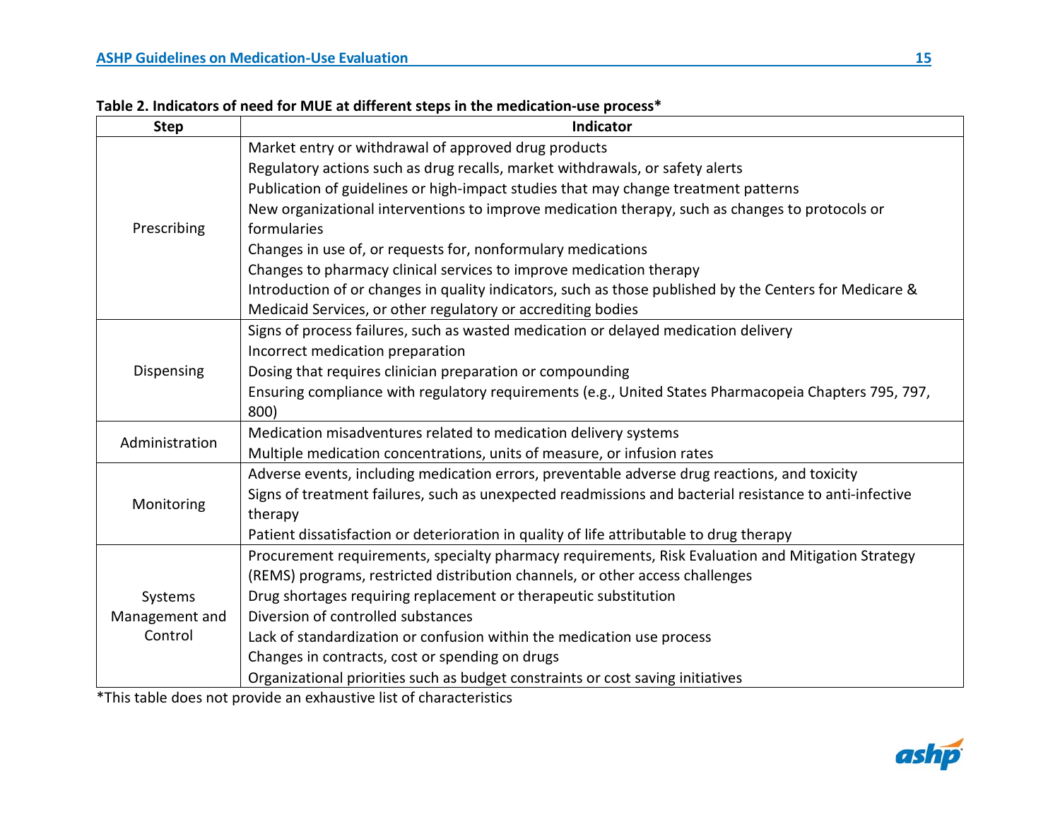**Table 2. Indicators of need for MUE at different steps in the medication-use process***

| Step | Indicator |
|---|---|
| Prescribing | Market entry or withdrawal of approved drug products<br>Regulatory actions such as drug recalls, market withdrawals, or safety alerts<br>Publication of guidelines or high-impact studies that may change treatment patterns<br>New organizational interventions to improve medication therapy, such as changes to protocols or formularies<br>Changes in use of, or requests for, nonformulary medications<br>Changes to pharmacy clinical services to improve medication therapy<br>Introduction of or changes in quality indicators, such as those published by the Centers for Medicare & Medicaid Services, or other regulatory or accrediting bodies |
| Dispensing | Signs of process failures, such as wasted medication or delayed medication delivery<br>Incorrect medication preparation<br>Dosing that requires clinician preparation or compounding<br>Ensuring compliance with regulatory requirements (e.g., United States Pharmacopeia Chapters 795, 797, 800) |
| Administration | Medication misadventures related to medication delivery systems<br>Multiple medication concentrations, units of measure, or infusion rates |
| Monitoring | Adverse events, including medication errors, preventable adverse drug reactions, and toxicity<br>Signs of treatment failures, such as unexpected readmissions and bacterial resistance to anti-infective therapy<br>Patient dissatisfaction or deterioration in quality of life attributable to drug therapy |
| Systems Management and Control | Procurement requirements, specialty pharmacy requirements, Risk Evaluation and Mitigation Strategy (REMS) programs, restricted distribution channels, or other access challenges<br>Drug shortages requiring replacement or therapeutic substitution<br>Diversion of controlled substances<br>Lack of standardization or confusion within the medication use process<br>Changes in contracts, cost or spending on drugs<br>Organizational priorities such as budget constraints or cost saving initiatives |

*This table does not provide an exhaustive list of characteristics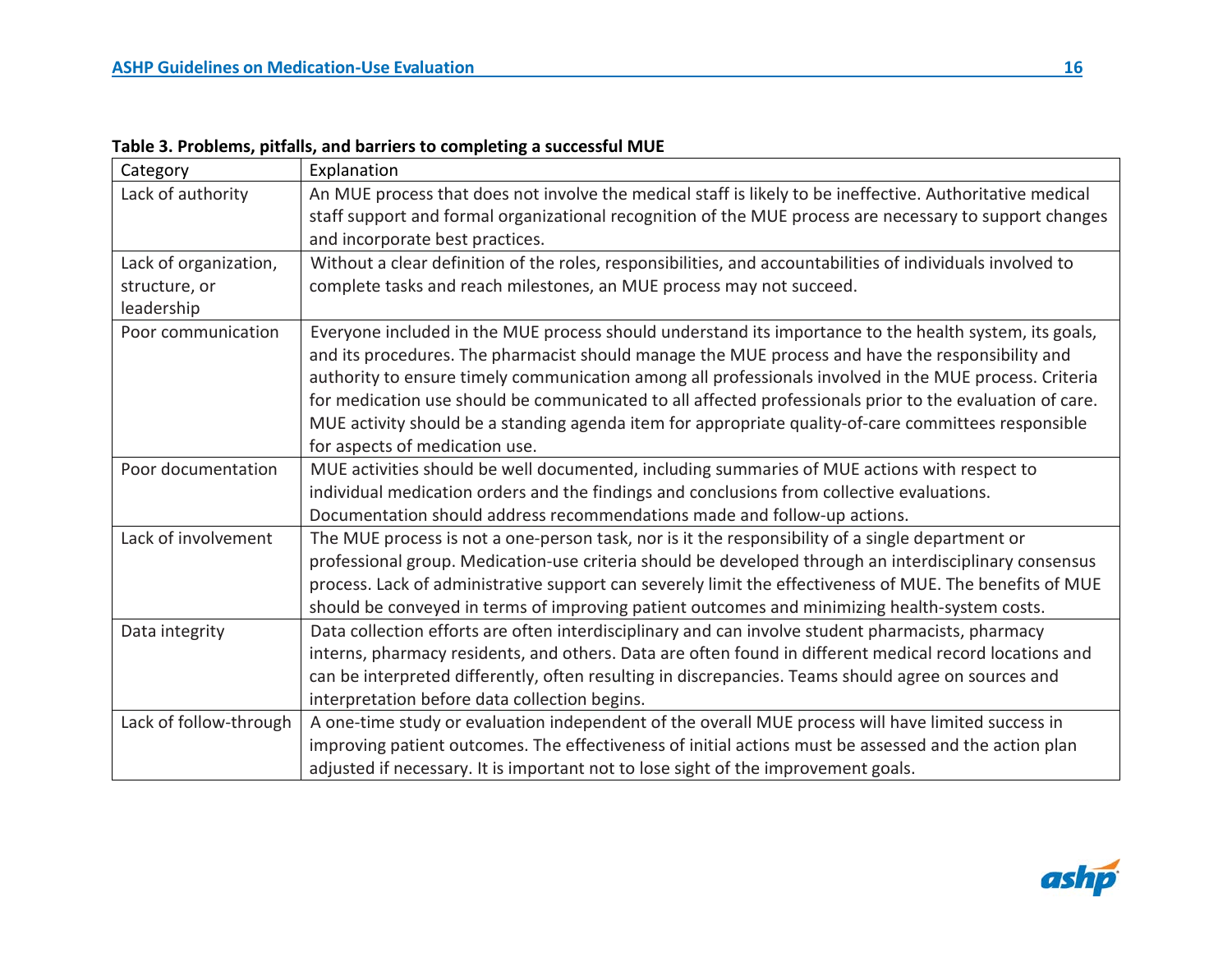**Table 3. Problems, pitfalls, and barriers to completing a successful MUE**

| Category | Explanation |
| --- | --- |
| Lack of authority | An MUE process that does not involve the medical staff is likely to be ineffective. Authoritative medical staff support and formal organizational recognition of the MUE process are necessary to support changes and incorporate best practices. |
| Lack of organization, structure, or leadership | Without a clear definition of the roles, responsibilities, and accountabilities of individuals involved to complete tasks and reach milestones, an MUE process may not succeed. |
| Poor communication | Everyone included in the MUE process should understand its importance to the health system, its goals, and its procedures. The pharmacist should manage the MUE process and have the responsibility and authority to ensure timely communication among all professionals involved in the MUE process. Criteria for medication use should be communicated to all affected professionals prior to the evaluation of care. MUE activity should be a standing agenda item for appropriate quality-of-care committees responsible for aspects of medication use. |
| Poor documentation | MUE activities should be well documented, including summaries of MUE actions with respect to individual medication orders and the findings and conclusions from collective evaluations. Documentation should address recommendations made and follow-up actions. |
| Lack of involvement | The MUE process is not a one-person task, nor is it the responsibility of a single department or professional group. Medication-use criteria should be developed through an interdisciplinary consensus process. Lack of administrative support can severely limit the effectiveness of MUE. The benefits of MUE should be conveyed in terms of improving patient outcomes and minimizing health-system costs. |
| Data integrity | Data collection efforts are often interdisciplinary and can involve student pharmacists, pharmacy interns, pharmacy residents, and others. Data are often found in different medical record locations and can be interpreted differently, often resulting in discrepancies. Teams should agree on sources and interpretation before data collection begins. |
| Lack of follow-through | A one-time study or evaluation independent of the overall MUE process will have limited success in improving patient outcomes. The effectiveness of initial actions must be assessed and the action plan adjusted if necessary. It is important not to lose sight of the improvement goals. |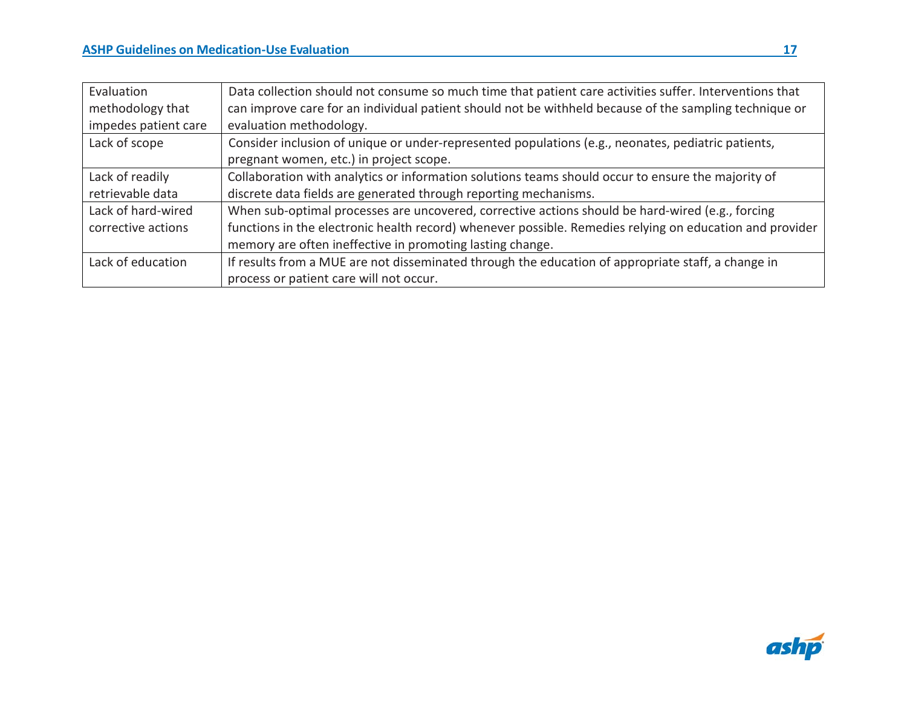| | |
|---|---|
| Evaluation methodology that impedes patient care | Data collection should not consume so much time that patient care activities suffer. Interventions that can improve care for an individual patient should not be withheld because of the sampling technique or evaluation methodology. |
| Lack of scope | Consider inclusion of unique or under-represented populations (e.g., neonates, pediatric patients, pregnant women, etc.) in project scope. |
| Lack of readily retrievable data | Collaboration with analytics or information solutions teams should occur to ensure the majority of discrete data fields are generated through reporting mechanisms. |
| Lack of hard-wired corrective actions | When sub-optimal processes are uncovered, corrective actions should be hard-wired (e.g., forcing functions in the electronic health record) whenever possible. Remedies relying on education and provider memory are often ineffective in promoting lasting change. |
| Lack of education | If results from a MUE are not disseminated through the education of appropriate staff, a change in process or patient care will not occur. |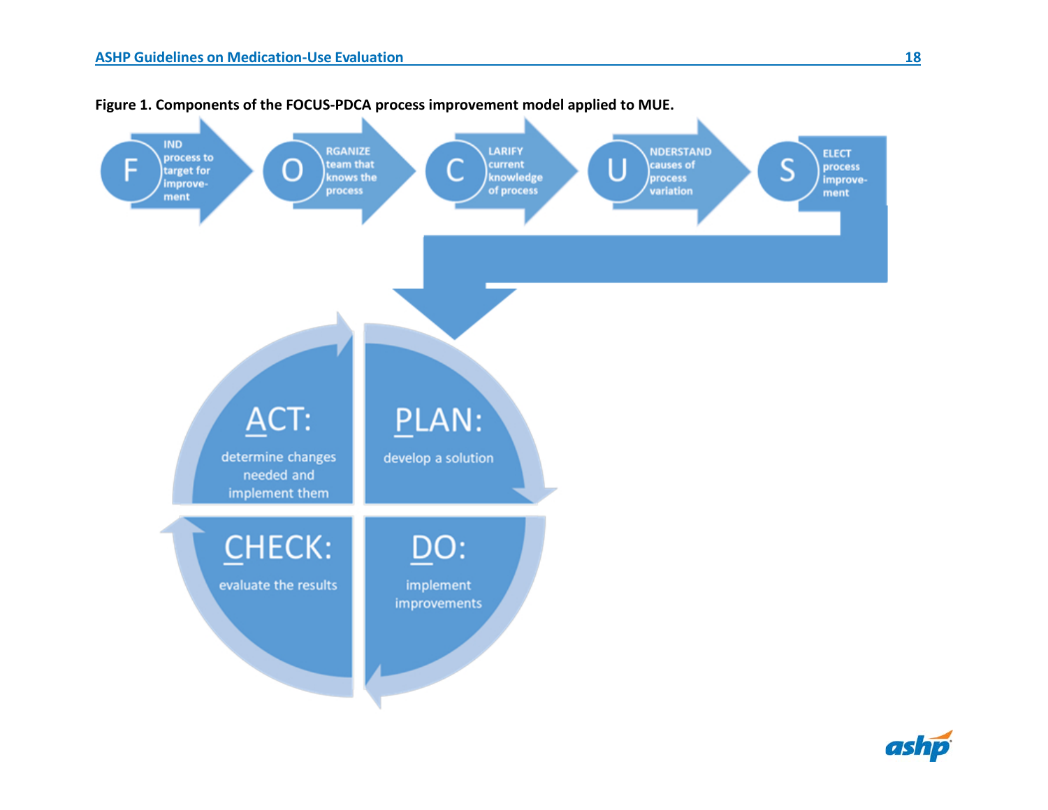**Figure 1. Components of the FOCUS-PDCA process improvement model applied to MUE.**

F IND process to target for improve-ment

O RGANIZE team that knows the process

C LARIFY current knowledge of process

U NDERSTAND causes of process variation

S ELECT process improve-ment

PLAN: develop a solution

DO: implement improvements

CHECK: evaluate the results

ACT: determine changes needed and implement them